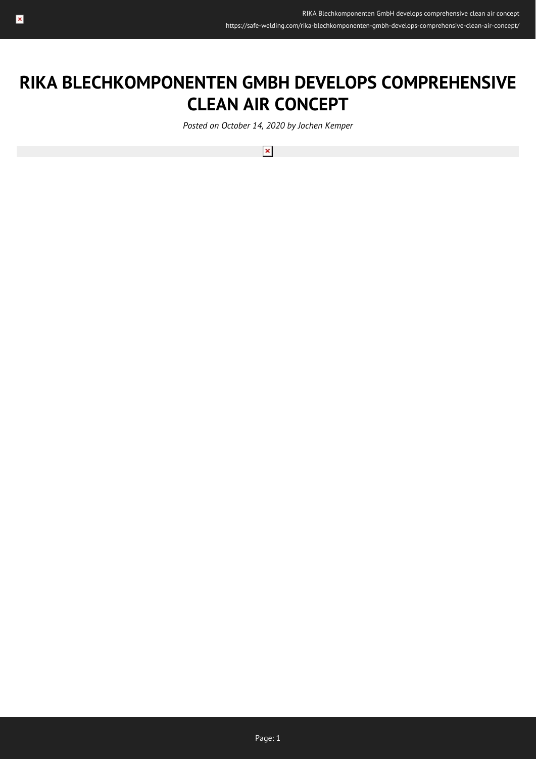# RIKA BLECHKOMPONENTEN GMBH DEVELOPS COMPREHENSIVE CLEAN AIR CONCEPT

*Posted on October 14, 2020 by Jochen Kemper*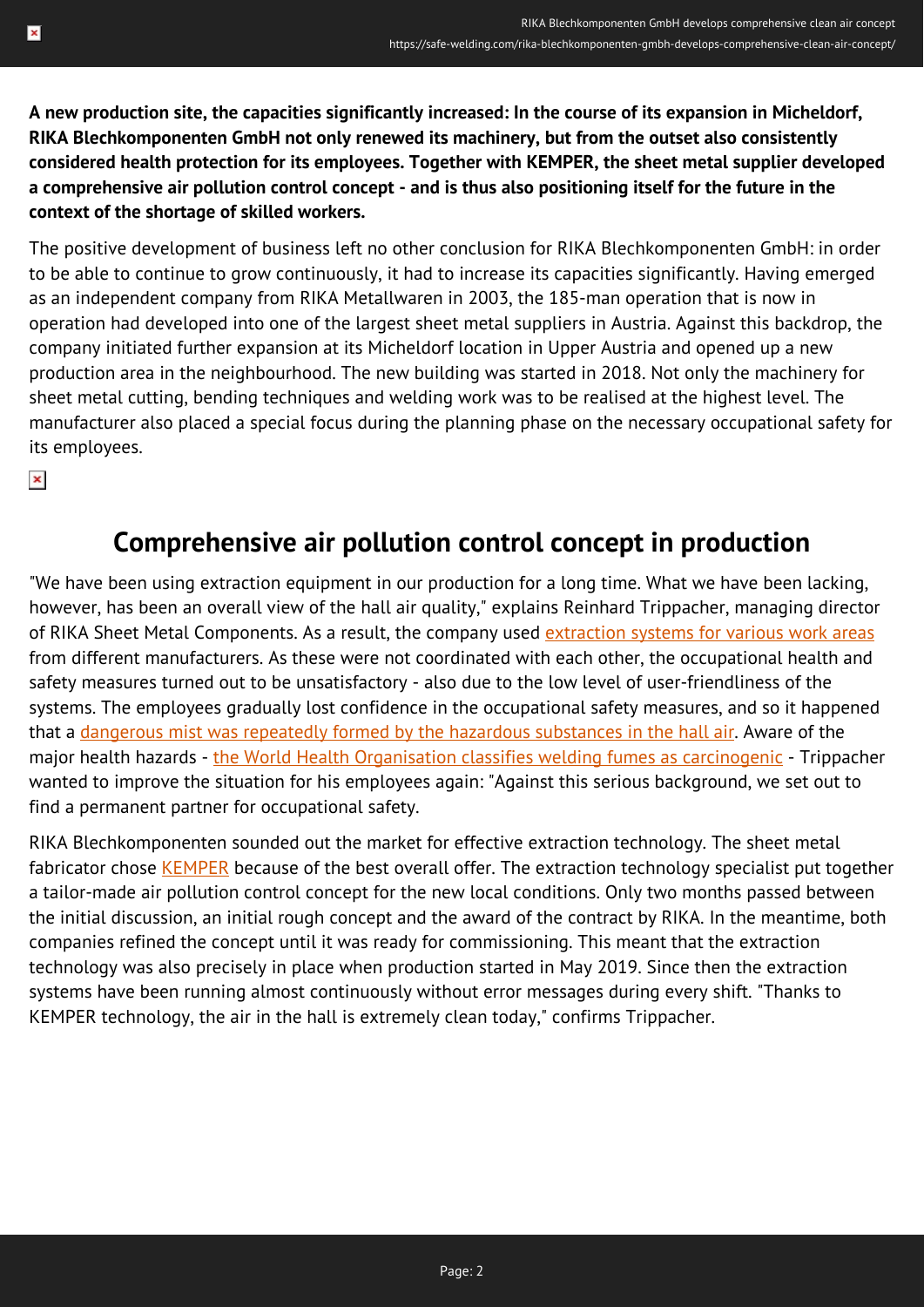**A new production site, the capacities significantly increased: In the course of its expansion in Micheldorf, RIKA Blechkomponenten GmbH not only renewed its machinery, but from the outset also consistently considered health protection for its employees. Together with KEMPER, the sheet metal supplier developed a comprehensive air pollution control concept - and is thus also positioning itself for the future in the context of the shortage of skilled workers.**

The positive development of business left no other conclusion for RIKA Blechkomponenten GmbH: in order to be able to continue to grow continuously, it had to increase its capacities significantly. Having emerged as an independent company from RIKA Metallwaren in 2003, the 185-man operation that is now in operation had developed into one of the largest sheet metal suppliers in Austria. Against this backdrop, the company initiated further expansion at its Micheldorf location in Upper Austria and opened up a new production area in the neighbourhood. The new building was started in 2018. Not only the machinery for sheet metal cutting, bending techniques and welding work was to be realised at the highest level. The manufacturer also placed a special focus during the planning phase on the necessary occupational safety for its employees.

## Comprehensive air pollution control concept in production

"We have been using extraction equipment in our production for a long time. What we have been lacking, however, has been an overall view of the hall air quality," explains Reinhard Trippacher, managing director of RIKA Sheet Metal Components. As a result, the company used extraction systems for various work areas from different manufacturers. As these were not coordinated with each other, the occupational health and safety measures turned out to be unsatisfactory - also due to the low level of user-friendliness of the systems. The employees gradually lost confidence in the occupational safety measures, and so it happened that a dangerous mist was repeatedly formed by the hazardous substances in the hall air. Aware of the major health hazards - the World Health Organisation classifies welding fumes as carcinogenic - Trippacher wanted to improve the situation for his employees again: "Against this serious background, we set out to find a permanent partner for occupational safety.

RIKA Blechkomponenten sounded out the market for effective extraction technology. The sheet metal fabricator chose KEMPER because of the best overall offer. The extraction technology specialist put together a tailor-made air pollution control concept for the new local conditions. Only two months passed between the initial discussion, an initial rough concept and the award of the contract by RIKA. In the meantime, both companies refined the concept until it was ready for commissioning. This meant that the extraction technology was also precisely in place when production started in May 2019. Since then the extraction systems have been running almost continuously without error messages during every shift. "Thanks to KEMPER technology, the air in the hall is extremely clean today," confirms Trippacher.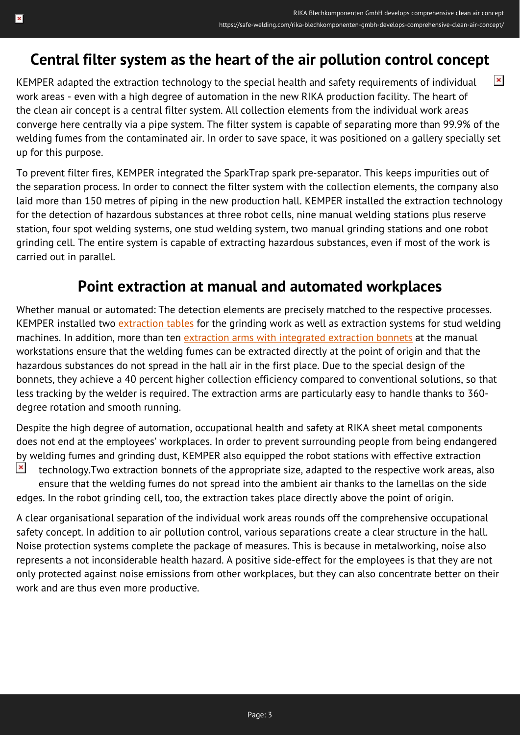## Central filter system as the heart of the air pollution control concept

KEMPER adapted the extraction technology to the special health and safety requirements of individual work areas - even with a high degree of automation in the new RIKA production facility. The heart of the clean air concept is a central filter system. All collection elements from the individual work areas converge here centrally via a pipe system. The filter system is capable of separating more than 99.9% of the welding fumes from the contaminated air. In order to save space, it was positioned on a gallery specially set up for this purpose.

To prevent filter fires, KEMPER integrated the SparkTrap spark pre-separator. This keeps impurities out of the separation process. In order to connect the filter system with the collection elements, the company also laid more than 150 metres of piping in the new production hall. KEMPER installed the extraction technology for the detection of hazardous substances at three robot cells, nine manual welding stations plus reserve station, four spot welding systems, one stud welding system, two manual grinding stations and one robot grinding cell. The entire system is capable of extracting hazardous substances, even if most of the work is carried out in parallel.

## Point extraction at manual and automated workplaces

Whether manual or automated: The detection elements are precisely matched to the respective processes. KEMPER installed two extraction tables for the grinding work as well as extraction systems for stud welding machines. In addition, more than ten extraction arms with integrated extraction bonnets at the manual workstations ensure that the welding fumes can be extracted directly at the point of origin and that the hazardous substances do not spread in the hall air in the first place. Due to the special design of the bonnets, they achieve a 40 percent higher collection efficiency compared to conventional solutions, so that less tracking by the welder is required. The extraction arms are particularly easy to handle thanks to 360-degree rotation and smooth running.

Despite the high degree of automation, occupational health and safety at RIKA sheet metal components does not end at the employees' workplaces. In order to prevent surrounding people from being endangered by welding fumes and grinding dust, KEMPER also equipped the robot stations with effective extraction technology.Two extraction bonnets of the appropriate size, adapted to the respective work areas, also ensure that the welding fumes do not spread into the ambient air thanks to the lamellas on the side edges. In the robot grinding cell, too, the extraction takes place directly above the point of origin.

A clear organisational separation of the individual work areas rounds off the comprehensive occupational safety concept. In addition to air pollution control, various separations create a clear structure in the hall. Noise protection systems complete the package of measures. This is because in metalworking, noise also represents a not inconsiderable health hazard. A positive side-effect for the employees is that they are not only protected against noise emissions from other workplaces, but they can also concentrate better on their work and are thus even more productive.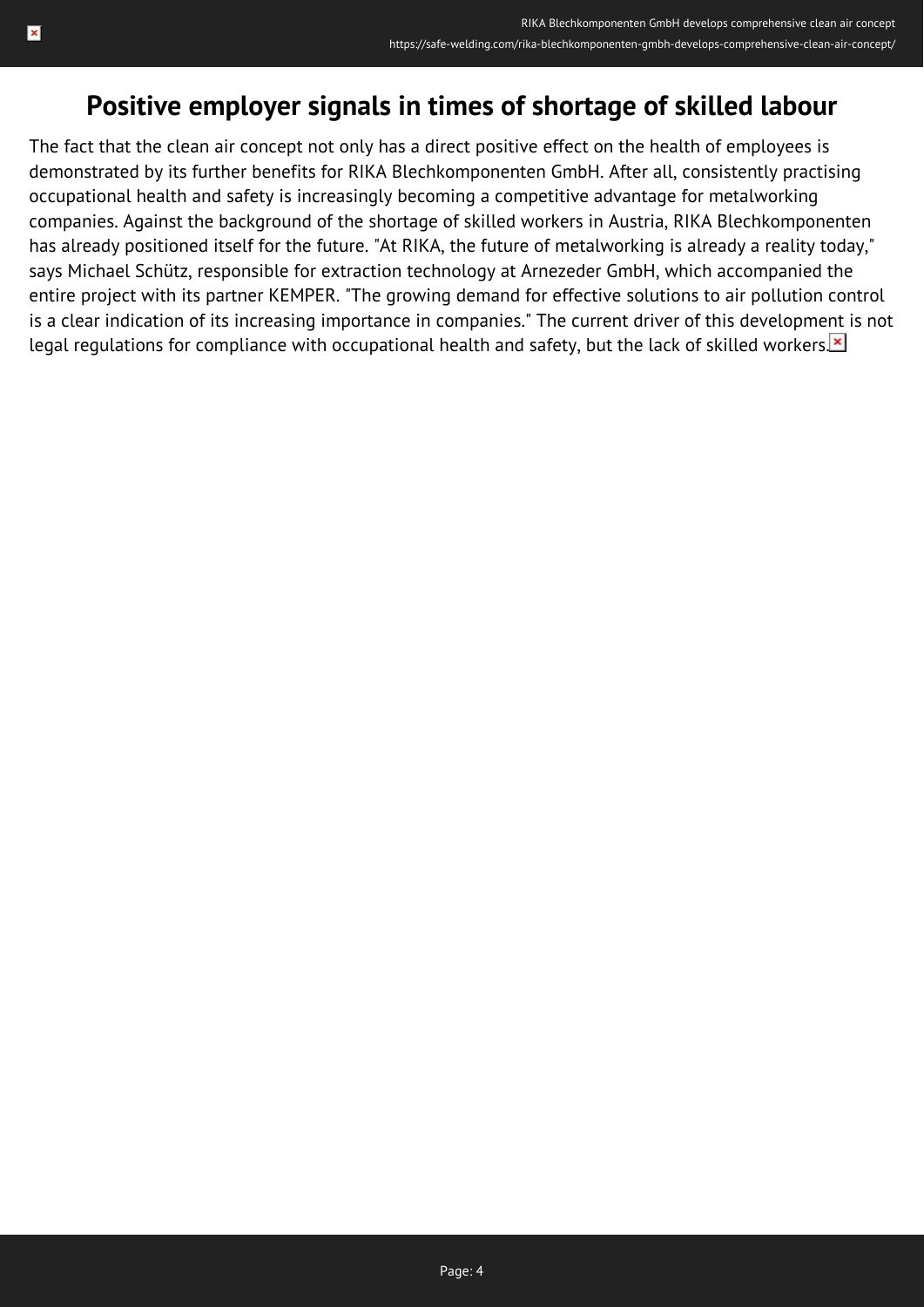## Positive employer signals in times of shortage of skilled labour

The fact that the clean air concept not only has a direct positive effect on the health of employees is demonstrated by its further benefits for RIKA Blechkomponenten GmbH. After all, consistently practising occupational health and safety is increasingly becoming a competitive advantage for metalworking companies. Against the background of the shortage of skilled workers in Austria, RIKA Blechkomponenten has already positioned itself for the future. "At RIKA, the future of metalworking is already a reality today," says Michael Schütz, responsible for extraction technology at Arnezeder GmbH, which accompanied the entire project with its partner KEMPER. "The growing demand for effective solutions to air pollution control is a clear indication of its increasing importance in companies." The current driver of this development is not legal regulations for compliance with occupational health and safety, but the lack of skilled workers.